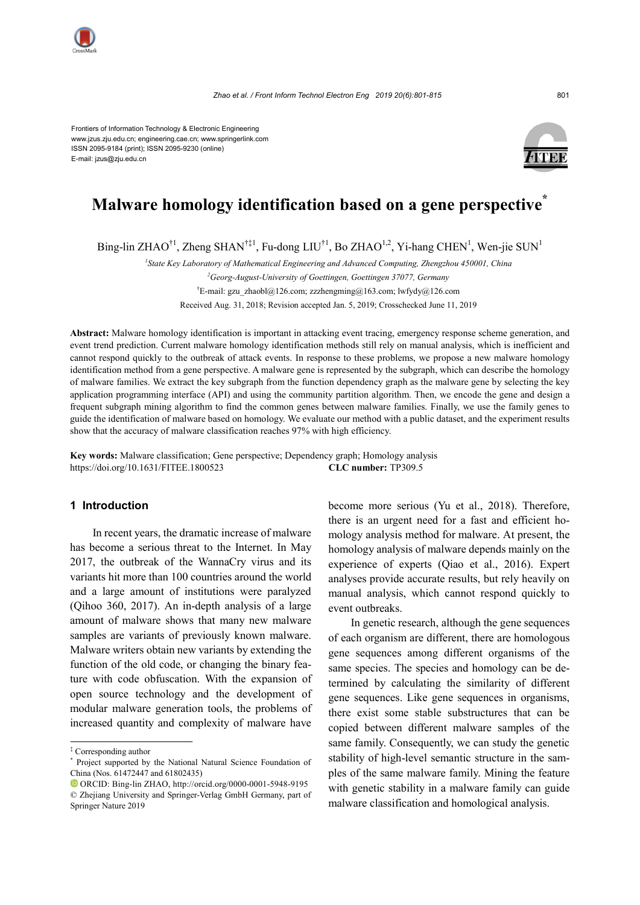Frontiers of Information Technology & Electronic Engineering
www.jzus.zju.edu.cn; engineering.cae.cn; www.springerlink.com
ISSN 2095-9184 (print); ISSN 2095-9230 (online)
E-mail: jzus@zju.edu.cn

# Malware homology identification based on a gene perspective*

Bing-lin ZHAO[†1], Zheng SHAN[†‡1], Fu-dong LIU[†1], Bo ZHAO[1,2], Yi-hang CHEN[1], Wen-jie SUN[1]

[1]*State Key Laboratory of Mathematical Engineering and Advanced Computing, Zhengzhou 450001, China*

[2]*Georg-August-University of Goettingen, Goettingen 37077, Germany*

[†]E-mail: gzu_zhaobl@126.com; zzzhengming@163.com; lwfydy@126.com

Received Aug. 31, 2018; Revision accepted Jan. 5, 2019; Crosschecked June 11, 2019

**Abstract:** Malware homology identification is important in attacking event tracing, emergency response scheme generation, and event trend prediction. Current malware homology identification methods still rely on manual analysis, which is inefficient and cannot respond quickly to the outbreak of attack events. In response to these problems, we propose a new malware homology identification method from a gene perspective. A malware gene is represented by the subgraph, which can describe the homology of malware families. We extract the key subgraph from the function dependency graph as the malware gene by selecting the key application programming interface (API) and using the community partition algorithm. Then, we encode the gene and design a frequent subgraph mining algorithm to find the common genes between malware families. Finally, we use the family genes to guide the identification of malware based on homology. We evaluate our method with a public dataset, and the experiment results show that the accuracy of malware classification reaches 97% with high efficiency.

**Key words:** Malware classification; Gene perspective; Dependency graph; Homology analysis
https://doi.org/10.1631/FITEE.1800523 **CLC number:** TP309.5

## 1 Introduction

In recent years, the dramatic increase of malware has become a serious threat to the Internet. In May 2017, the outbreak of the WannaCry virus and its variants hit more than 100 countries around the world and a large amount of institutions were paralyzed (Qihoo 360, 2017). An in-depth analysis of a large amount of malware shows that many new malware samples are variants of previously known malware. Malware writers obtain new variants by extending the function of the old code, or changing the binary feature with code obfuscation. With the expansion of open source technology and the development of modular malware generation tools, the problems of increased quantity and complexity of malware have become more serious (Yu et al., 2018). Therefore, there is an urgent need for a fast and efficient homology analysis method for malware. At present, the homology analysis of malware depends mainly on the experience of experts (Qiao et al., 2016). Expert analyses provide accurate results, but rely heavily on manual analysis, which cannot respond quickly to event outbreaks.

In genetic research, although the gene sequences of each organism are different, there are homologous gene sequences among different organisms of the same species. The species and homology can be determined by calculating the similarity of different gene sequences. Like gene sequences in organisms, there exist some stable substructures that can be copied between different malware samples of the same family. Consequently, we can study the genetic stability of high-level semantic structure in the samples of the same malware family. Mining the feature with genetic stability in a malware family can guide malware classification and homological analysis.

---

‡ Corresponding author

\* Project supported by the National Natural Science Foundation of China (Nos. 61472447 and 61802435)

ORCID: Bing-lin ZHAO, http://orcid.org/0000-0001-5948-9195

© Zhejiang University and Springer-Verlag GmbH Germany, part of Springer Nature 2019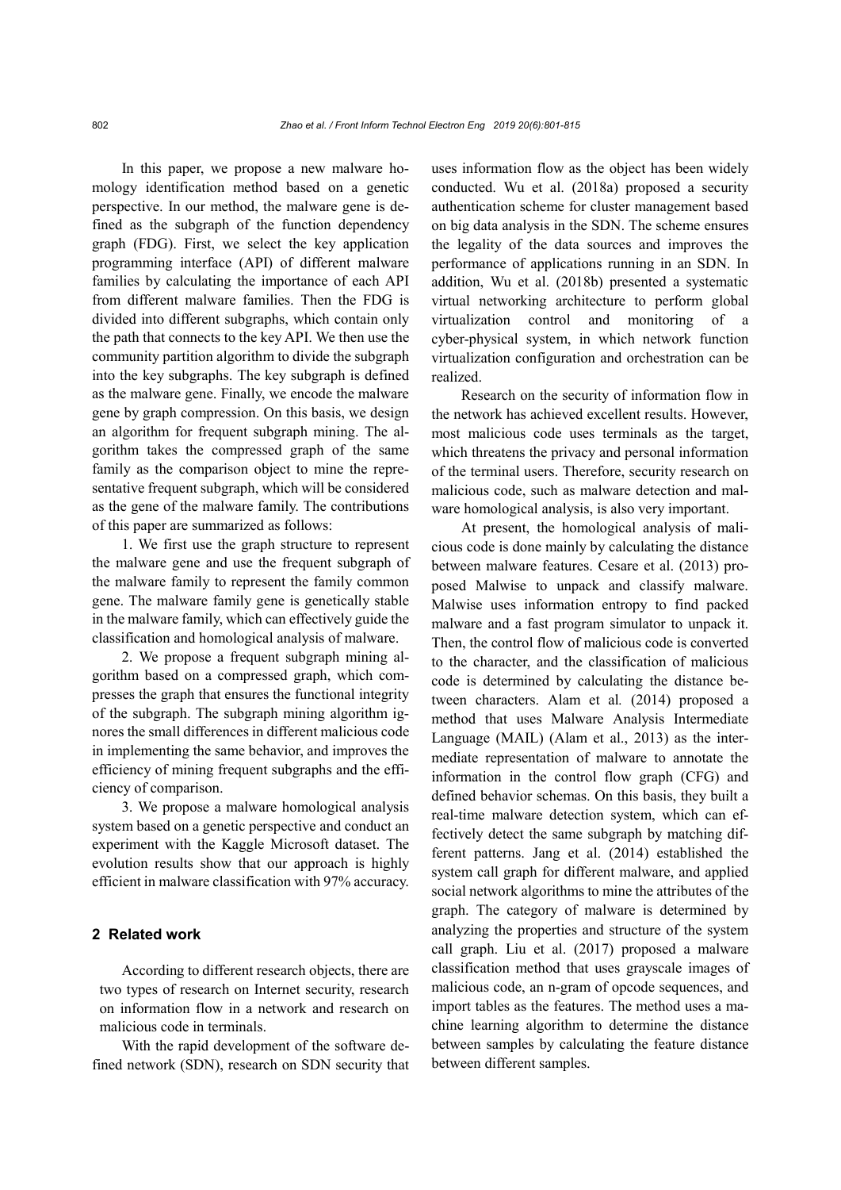In this paper, we propose a new malware homology identification method based on a genetic perspective. In our method, the malware gene is defined as the subgraph of the function dependency graph (FDG). First, we select the key application programming interface (API) of different malware families by calculating the importance of each API from different malware families. Then the FDG is divided into different subgraphs, which contain only the path that connects to the key API. We then use the community partition algorithm to divide the subgraph into the key subgraphs. The key subgraph is defined as the malware gene. Finally, we encode the malware gene by graph compression. On this basis, we design an algorithm for frequent subgraph mining. The algorithm takes the compressed graph of the same family as the comparison object to mine the representative frequent subgraph, which will be considered as the gene of the malware family. The contributions of this paper are summarized as follows:

1. We first use the graph structure to represent the malware gene and use the frequent subgraph of the malware family to represent the family common gene. The malware family gene is genetically stable in the malware family, which can effectively guide the classification and homological analysis of malware.

2. We propose a frequent subgraph mining algorithm based on a compressed graph, which compresses the graph that ensures the functional integrity of the subgraph. The subgraph mining algorithm ignores the small differences in different malicious code in implementing the same behavior, and improves the efficiency of mining frequent subgraphs and the efficiency of comparison.

3. We propose a malware homological analysis system based on a genetic perspective and conduct an experiment with the Kaggle Microsoft dataset. The evolution results show that our approach is highly efficient in malware classification with 97% accuracy.

## 2 Related work

According to different research objects, there are two types of research on Internet security, research on information flow in a network and research on malicious code in terminals.

With the rapid development of the software defined network (SDN), research on SDN security that uses information flow as the object has been widely conducted. Wu et al. (2018a) proposed a security authentication scheme for cluster management based on big data analysis in the SDN. The scheme ensures the legality of the data sources and improves the performance of applications running in an SDN. In addition, Wu et al. (2018b) presented a systematic virtual networking architecture to perform global virtualization control and monitoring of a cyber-physical system, in which network function virtualization configuration and orchestration can be realized.

Research on the security of information flow in the network has achieved excellent results. However, most malicious code uses terminals as the target, which threatens the privacy and personal information of the terminal users. Therefore, security research on malicious code, such as malware detection and malware homological analysis, is also very important.

At present, the homological analysis of malicious code is done mainly by calculating the distance between malware features. Cesare et al. (2013) proposed Malwise to unpack and classify malware. Malwise uses information entropy to find packed malware and a fast program simulator to unpack it. Then, the control flow of malicious code is converted to the character, and the classification of malicious code is determined by calculating the distance between characters. Alam et al. (2014) proposed a method that uses Malware Analysis Intermediate Language (MAIL) (Alam et al., 2013) as the intermediate representation of malware to annotate the information in the control flow graph (CFG) and defined behavior schemas. On this basis, they built a real-time malware detection system, which can effectively detect the same subgraph by matching different patterns. Jang et al. (2014) established the system call graph for different malware, and applied social network algorithms to mine the attributes of the graph. The category of malware is determined by analyzing the properties and structure of the system call graph. Liu et al. (2017) proposed a malware classification method that uses grayscale images of malicious code, an n-gram of opcode sequences, and import tables as the features. The method uses a machine learning algorithm to determine the distance between samples by calculating the feature distance between different samples.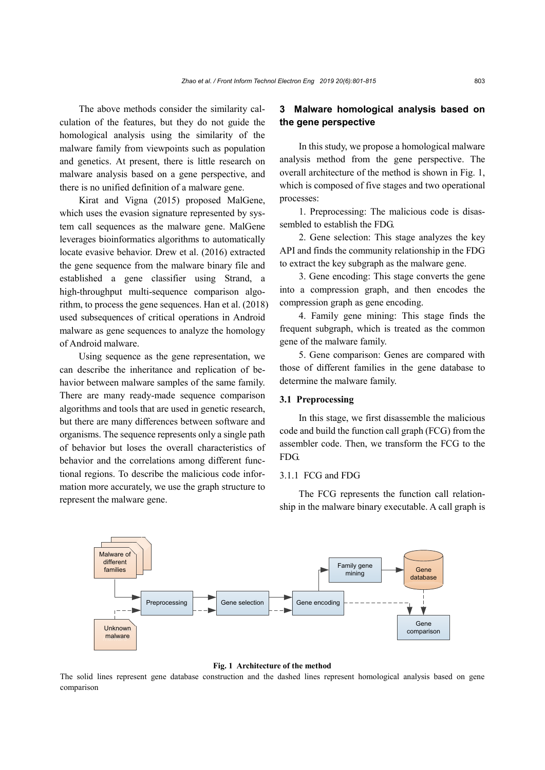The above methods consider the similarity calculation of the features, but they do not guide the homological analysis using the similarity of the malware family from viewpoints such as population and genetics. At present, there is little research on malware analysis based on a gene perspective, and there is no unified definition of a malware gene.

Kirat and Vigna (2015) proposed MalGene, which uses the evasion signature represented by system call sequences as the malware gene. MalGene leverages bioinformatics algorithms to automatically locate evasive behavior. Drew et al. (2016) extracted the gene sequence from the malware binary file and established a gene classifier using Strand, a high-throughput multi-sequence comparison algorithm, to process the gene sequences. Han et al. (2018) used subsequences of critical operations in Android malware as gene sequences to analyze the homology of Android malware.

Using sequence as the gene representation, we can describe the inheritance and replication of behavior between malware samples of the same family. There are many ready-made sequence comparison algorithms and tools that are used in genetic research, but there are many differences between software and organisms. The sequence represents only a single path of behavior but loses the overall characteristics of behavior and the correlations among different functional regions. To describe the malicious code information more accurately, we use the graph structure to represent the malware gene.

## 3 Malware homological analysis based on the gene perspective

In this study, we propose a homological malware analysis method from the gene perspective. The overall architecture of the method is shown in Fig. 1, which is composed of five stages and two operational processes:

1. Preprocessing: The malicious code is disassembled to establish the FDG.

2. Gene selection: This stage analyzes the key API and finds the community relationship in the FDG to extract the key subgraph as the malware gene.

3. Gene encoding: This stage converts the gene into a compression graph, and then encodes the compression graph as gene encoding.

4. Family gene mining: This stage finds the frequent subgraph, which is treated as the common gene of the malware family.

5. Gene comparison: Genes are compared with those of different families in the gene database to determine the malware family.

### 3.1 Preprocessing

In this stage, we first disassemble the malicious code and build the function call graph (FCG) from the assembler code. Then, we transform the FCG to the FDG.

#### 3.1.1 FCG and FDG

The FCG represents the function call relationship in the malware binary executable. A call graph is

**Fig. 1 Architecture of the method**

The solid lines represent gene database construction and the dashed lines represent homological analysis based on gene comparison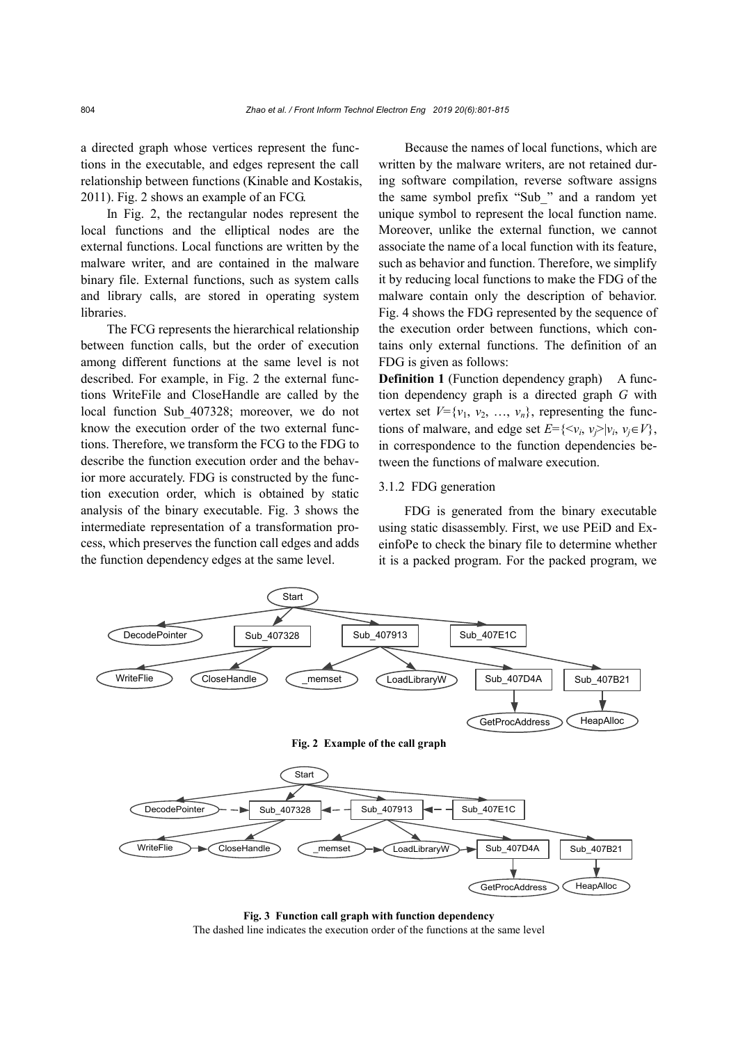a directed graph whose vertices represent the functions in the executable, and edges represent the call relationship between functions (Kinable and Kostakis, 2011). Fig. 2 shows an example of an FCG.

In Fig. 2, the rectangular nodes represent the local functions and the elliptical nodes are the external functions. Local functions are written by the malware writer, and are contained in the malware binary file. External functions, such as system calls and library calls, are stored in operating system libraries.

The FCG represents the hierarchical relationship between function calls, but the order of execution among different functions at the same level is not described. For example, in Fig. 2 the external functions WriteFile and CloseHandle are called by the local function Sub_407328; moreover, we do not know the execution order of the two external functions. Therefore, we transform the FCG to the FDG to describe the function execution order and the behavior more accurately. FDG is constructed by the function execution order, which is obtained by static analysis of the binary executable. Fig. 3 shows the intermediate representation of a transformation process, which preserves the function call edges and adds the function dependency edges at the same level.

Because the names of local functions, which are written by the malware writers, are not retained during software compilation, reverse software assigns the same symbol prefix "Sub_" and a random yet unique symbol to represent the local function name. Moreover, unlike the external function, we cannot associate the name of a local function with its feature, such as behavior and function. Therefore, we simplify it by reducing local functions to make the FDG of the malware contain only the description of behavior. Fig. 4 shows the FDG represented by the sequence of the execution order between functions, which contains only external functions. The definition of an FDG is given as follows:

**Definition 1** (Function dependency graph) A function dependency graph is a directed graph *G* with vertex set $V=\{v_1, v_2, \ldots, v_n\}$, representing the functions of malware, and edge set $E=\{<v_i, v_j>|v_i, v_j \in V\}$, in correspondence to the function dependencies between the functions of malware execution.

### 3.1.2 FDG generation

FDG is generated from the binary executable using static disassembly. First, we use PEiD and ExeinfoPe to check the binary file to determine whether it is a packed program. For the packed program, we

**Fig. 2 Example of the call graph**

**Fig. 3 Function call graph with function dependency**

The dashed line indicates the execution order of the functions at the same level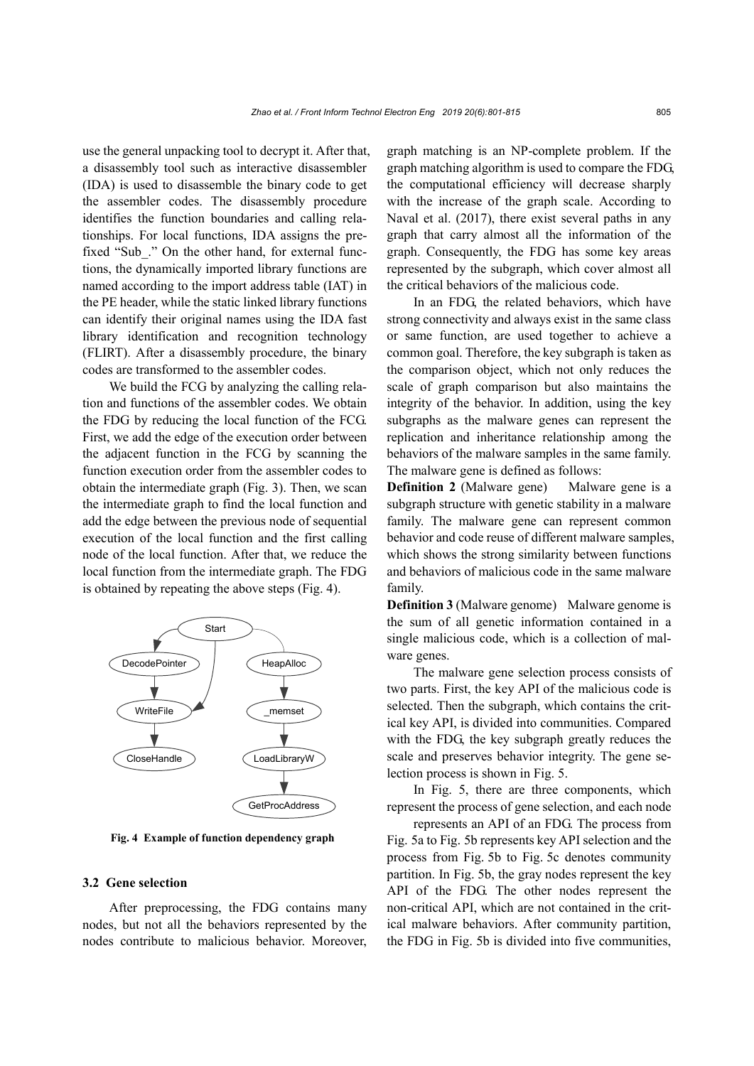use the general unpacking tool to decrypt it. After that, a disassembly tool such as interactive disassembler (IDA) is used to disassemble the binary code to get the assembler codes. The disassembly procedure identifies the function boundaries and calling relationships. For local functions, IDA assigns the prefixed "Sub_." On the other hand, for external functions, the dynamically imported library functions are named according to the import address table (IAT) in the PE header, while the static linked library functions can identify their original names using the IDA fast library identification and recognition technology (FLIRT). After a disassembly procedure, the binary codes are transformed to the assembler codes.

We build the FCG by analyzing the calling relation and functions of the assembler codes. We obtain the FDG by reducing the local function of the FCG. First, we add the edge of the execution order between the adjacent function in the FCG by scanning the function execution order from the assembler codes to obtain the intermediate graph (Fig. 3). Then, we scan the intermediate graph to find the local function and add the edge between the previous node of sequential execution of the local function and the first calling node of the local function. After that, we reduce the local function from the intermediate graph. The FDG is obtained by repeating the above steps (Fig. 4).

Start
DecodePointer
HeapAlloc
WriteFile
_memset
CloseHandle
LoadLibraryW
GetProcAddress

**Fig. 4 Example of function dependency graph**

### 3.2 Gene selection

After preprocessing, the FDG contains many nodes, but not all the behaviors represented by the nodes contribute to malicious behavior. Moreover, graph matching is an NP-complete problem. If the graph matching algorithm is used to compare the FDG, the computational efficiency will decrease sharply with the increase of the graph scale. According to Naval et al. (2017), there exist several paths in any graph that carry almost all the information of the graph. Consequently, the FDG has some key areas represented by the subgraph, which cover almost all the critical behaviors of the malicious code.

In an FDG, the related behaviors, which have strong connectivity and always exist in the same class or same function, are used together to achieve a common goal. Therefore, the key subgraph is taken as the comparison object, which not only reduces the scale of graph comparison but also maintains the integrity of the behavior. In addition, using the key subgraphs as the malware genes can represent the replication and inheritance relationship among the behaviors of the malware samples in the same family. The malware gene is defined as follows:

**Definition 2** (Malware gene) Malware gene is a subgraph structure with genetic stability in a malware family. The malware gene can represent common behavior and code reuse of different malware samples, which shows the strong similarity between functions and behaviors of malicious code in the same malware family.

**Definition 3** (Malware genome) Malware genome is the sum of all genetic information contained in a single malicious code, which is a collection of malware genes.

The malware gene selection process consists of two parts. First, the key API of the malicious code is selected. Then the subgraph, which contains the critical key API, is divided into communities. Compared with the FDG, the key subgraph greatly reduces the scale and preserves behavior integrity. The gene selection process is shown in Fig. 5.

In Fig. 5, there are three components, which represent the process of gene selection, and each node represents an API of an FDG. The process from Fig. 5a to Fig. 5b represents key API selection and the process from Fig. 5b to Fig. 5c denotes community partition. In Fig. 5b, the gray nodes represent the key API of the FDG. The other nodes represent the non-critical API, which are not contained in the critical malware behaviors. After community partition, the FDG in Fig. 5b is divided into five communities,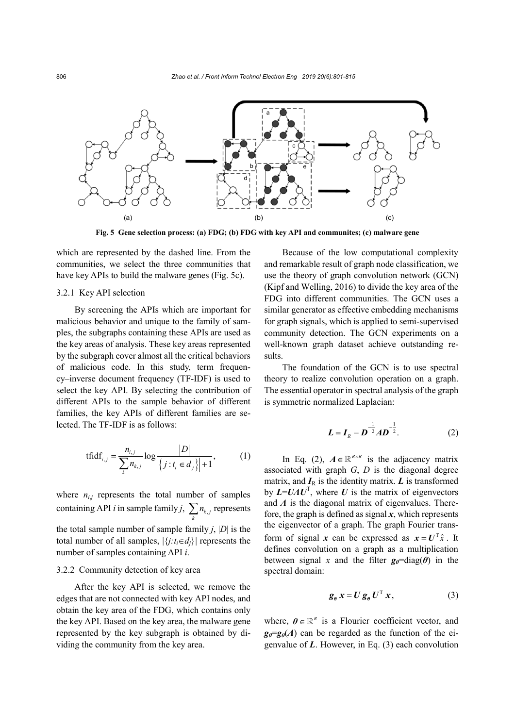Fig. 5 Gene selection process: (a) FDG; (b) FDG with key API and communites; (c) malware gene

which are represented by the dashed line. From the communities, we select the three communities that have key APIs to build the malware genes (Fig. 5c).

#### 3.2.1 Key API selection

By screening the APIs which are important for malicious behavior and unique to the family of samples, the subgraphs containing these APIs are used as the key areas of analysis. These key areas represented by the subgraph cover almost all the critical behaviors of malicious code. In this study, term frequency–inverse document frequency (TF-IDF) is used to select the key API. By selecting the contribution of different APIs to the sample behavior of different families, the key APIs of different families are selected. The TF-IDF is as follows:

$$\mathrm{tfidf}_{i,j} = \frac{n_{i,j}}{\sum_k n_{k,j}} \log \frac{|D|}{\left|\left\{j : t_i \in d_j\right\}\right| + 1}, \tag{1}$$

where $n_{i,j}$ represents the total number of samples containing API $i$ in sample family $j$, $\sum_k n_{k,j}$ represents the total sample number of sample family $j$, $|D|$ is the total number of all samples, $|\{j{:}t_i{\in}d_j\}|$ represents the number of samples containing API $i$.

#### 3.2.2 Community detection of key area

After the key API is selected, we remove the edges that are not connected with key API nodes, and obtain the key area of the FDG, which contains only the key API. Based on the key area, the malware gene represented by the key subgraph is obtained by dividing the community from the key area.

Because of the low computational complexity and remarkable result of graph node classification, we use the theory of graph convolution network (GCN) (Kipf and Welling, 2016) to divide the key area of the FDG into different communities. The GCN uses a similar generator as effective embedding mechanisms for graph signals, which is applied to semi-supervised community detection. The GCN experiments on a well-known graph dataset achieve outstanding results.

The foundation of the GCN is to use spectral theory to realize convolution operation on a graph. The essential operator in spectral analysis of the graph is symmetric normalized Laplacian:

$$\boldsymbol{L} = \boldsymbol{I}_R - \boldsymbol{D}^{-\frac{1}{2}} \boldsymbol{A} \boldsymbol{D}^{-\frac{1}{2}}. \tag{2}$$

In Eq. (2), $\boldsymbol{A} \in \mathbb{R}^{R\times R}$ is the adjacency matrix associated with graph $G$, $D$ is the diagonal degree matrix, and $\boldsymbol{I}_{\mathrm{R}}$ is the identity matrix. $\boldsymbol{L}$ is transformed by $\boldsymbol{L}=\boldsymbol{U}\boldsymbol{\Lambda}\boldsymbol{U}^{\mathrm{T}}$, where $\boldsymbol{U}$ is the matrix of eigenvectors and $\boldsymbol{\Lambda}$ is the diagonal matrix of eigenvalues. Therefore, the graph is defined as signal $\boldsymbol{x}$, which represents the eigenvector of a graph. The graph Fourier transform of signal $\boldsymbol{x}$ can be expressed as $\boldsymbol{x} = \boldsymbol{U}^{\mathrm{T}}\hat{x}$. It defines convolution on a graph as a multiplication between signal $x$ and the filter $\boldsymbol{g}_{\boldsymbol{\theta}}=\mathrm{diag}(\boldsymbol{\theta})$ in the spectral domain:

$$\boldsymbol{g}_{\boldsymbol{\theta}}\, \boldsymbol{x} = \boldsymbol{U}\, \boldsymbol{g}_{\boldsymbol{\theta}}\, \boldsymbol{U}^{\mathrm{T}}\, \boldsymbol{x}, \tag{3}$$

where, $\boldsymbol{\theta} \in \mathbb{R}^R$ is a Flourier coefficient vector, and $\boldsymbol{g}_{\boldsymbol{\theta}}=\boldsymbol{g}_{\boldsymbol{\theta}}(\boldsymbol{\Lambda})$ can be regarded as the function of the eigenvalue of $\boldsymbol{L}$. However, in Eq. (3) each convolution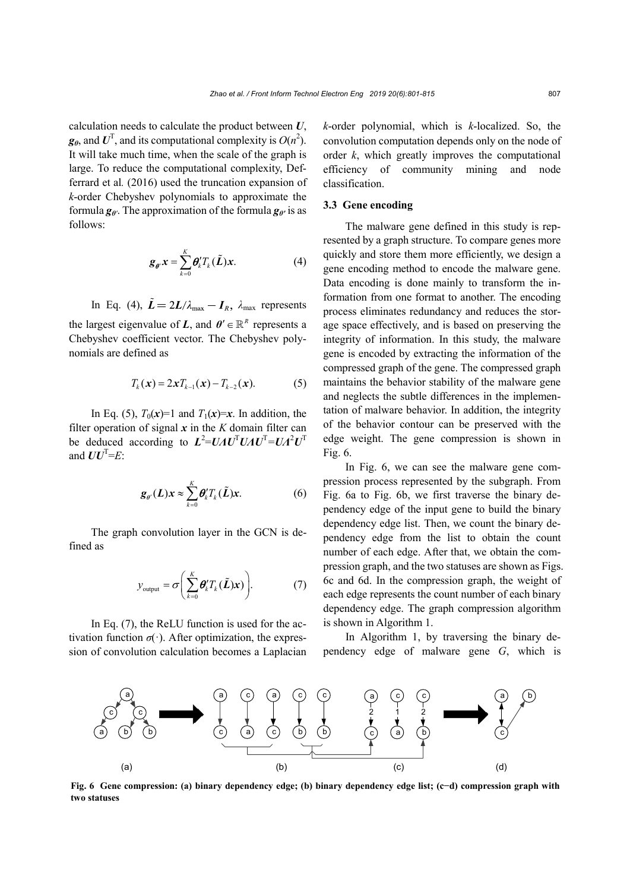calculation needs to calculate the product between $\boldsymbol{U}$, $\boldsymbol{g}_{\theta}$, and $\boldsymbol{U}^{\mathrm{T}}$, and its computational complexity is $O(n^2)$. It will take much time, when the scale of the graph is large. To reduce the computational complexity, Defferrard et al. (2016) used the truncation expansion of $k$-order Chebyshev polynomials to approximate the formula $\boldsymbol{g}_{\theta'}$. The approximation of the formula $\boldsymbol{g}_{\theta'}$ is as follows:

$$\boldsymbol{g}_{\theta'}\boldsymbol{x} = \sum_{k=0}^{K} \boldsymbol{\theta}'_k T_k(\tilde{\boldsymbol{L}})\boldsymbol{x}. \tag{4}$$

In Eq. (4), $\tilde{\boldsymbol{L}} = 2\boldsymbol{L}/\lambda_{\max} - \boldsymbol{I}_R$, $\lambda_{\max}$ represents the largest eigenvalue of $\boldsymbol{L}$, and $\boldsymbol{\theta}' \in \mathbb{R}^R$ represents a Chebyshev coefficient vector. The Chebyshev polynomials are defined as

$$T_k(\boldsymbol{x}) = 2\boldsymbol{x}T_{k-1}(\boldsymbol{x}) - T_{k-2}(\boldsymbol{x}). \tag{5}$$

In Eq. (5), $T_0(\boldsymbol{x})$=1 and $T_1(\boldsymbol{x})$=$\boldsymbol{x}$. In addition, the filter operation of signal $\boldsymbol{x}$ in the $K$ domain filter can be deduced according to $\boldsymbol{L}^2$=$\boldsymbol{U\Lambda U}^{\mathrm{T}}\boldsymbol{U\Lambda U}^{\mathrm{T}}$=$\boldsymbol{U\Lambda}^2\boldsymbol{U}^{\mathrm{T}}$ and $\boldsymbol{UU}^{\mathrm{T}}$=$E$:

$$\boldsymbol{g}_{\theta'}(\boldsymbol{L})\boldsymbol{x} \approx \sum_{k=0}^{K} \boldsymbol{\theta}'_k T_k(\tilde{\boldsymbol{L}})\boldsymbol{x}. \tag{6}$$

The graph convolution layer in the GCN is defined as

$$y_{\text{output}} = \sigma\left(\sum_{k=0}^{K} \boldsymbol{\theta}'_k T_k(\tilde{\boldsymbol{L}})\boldsymbol{x})\right). \tag{7}$$

In Eq. (7), the ReLU function is used for the activation function $\sigma(\cdot)$. After optimization, the expression of convolution calculation becomes a Laplacian $k$-order polynomial, which is $k$-localized. So, the convolution computation depends only on the node of order $k$, which greatly improves the computational efficiency of community mining and node classification.

### 3.3 Gene encoding

The malware gene defined in this study is represented by a graph structure. To compare genes more quickly and store them more efficiently, we design a gene encoding method to encode the malware gene. Data encoding is done mainly to transform the information from one format to another. The encoding process eliminates redundancy and reduces the storage space effectively, and is based on preserving the integrity of information. In this study, the malware gene is encoded by extracting the information of the compressed graph of the gene. The compressed graph maintains the behavior stability of the malware gene and neglects the subtle differences in the implementation of malware behavior. In addition, the integrity of the behavior contour can be preserved with the edge weight. The gene compression is shown in Fig. 6.

In Fig. 6, we can see the malware gene compression process represented by the subgraph. From Fig. 6a to Fig. 6b, we first traverse the binary dependency edge of the input gene to build the binary dependency edge list. Then, we count the binary dependency edge from the list to obtain the count number of each edge. After that, we obtain the compression graph, and the two statuses are shown as Figs. 6c and 6d. In the compression graph, the weight of each edge represents the count number of each binary dependency edge. The graph compression algorithm is shown in Algorithm 1.

In Algorithm 1, by traversing the binary dependency edge of malware gene $G$, which is

**Fig. 6 Gene compression: (a) binary dependency edge; (b) binary dependency edge list; (c–d) compression graph with two statuses**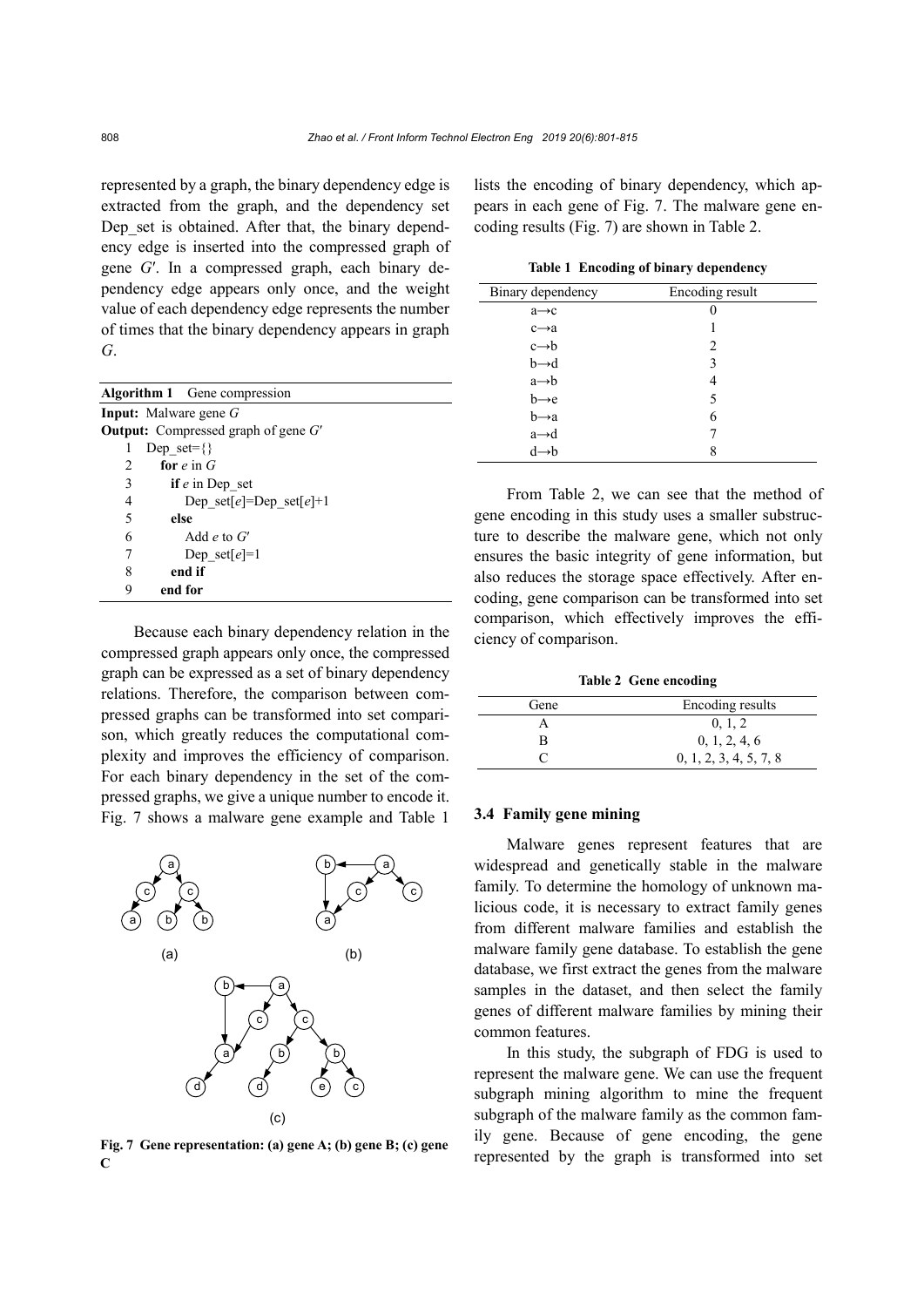represented by a graph, the binary dependency edge is extracted from the graph, and the dependency set Dep_set is obtained. After that, the binary dependency edge is inserted into the compressed graph of gene $G'$. In a compressed graph, each binary dependency edge appears only once, and the weight value of each dependency edge represents the number of times that the binary dependency appears in graph $G$.

**Algorithm 1** Gene compression

**Input:** Malware gene $G$
**Output:** Compressed graph of gene $G'$

```
1  Dep_set={}
2    for e in G
3      if e in Dep_set
4        Dep_set[e]=Dep_set[e]+1
5      else
6        Add e to G′
7        Dep_set[e]=1
8      end if
9    end for
```

Because each binary dependency relation in the compressed graph appears only once, the compressed graph can be expressed as a set of binary dependency relations. Therefore, the comparison between compressed graphs can be transformed into set comparison, which greatly reduces the computational complexity and improves the efficiency of comparison. For each binary dependency in the set of the compressed graphs, we give a unique number to encode it. Fig. 7 shows a malware gene example and Table 1 lists the encoding of binary dependency, which appears in each gene of Fig. 7. The malware gene encoding results (Fig. 7) are shown in Table 2.

Fig. 7 Gene representation: (a) gene A; (b) gene B; (c) gene C

**Table 1 Encoding of binary dependency**

| Binary dependency | Encoding result |
|---|---|
| a→c | 0 |
| c→a | 1 |
| c→b | 2 |
| b→d | 3 |
| a→b | 4 |
| b→e | 5 |
| b→a | 6 |
| a→d | 7 |
| d→b | 8 |

From Table 2, we can see that the method of gene encoding in this study uses a smaller substructure to describe the malware gene, which not only ensures the basic integrity of gene information, but also reduces the storage space effectively. After encoding, gene comparison can be transformed into set comparison, which effectively improves the efficiency of comparison.

**Table 2 Gene encoding**

| Gene | Encoding results |
|---|---|
| A | 0, 1, 2 |
| B | 0, 1, 2, 4, 6 |
| C | 0, 1, 2, 3, 4, 5, 7, 8 |

### 3.4 Family gene mining

Malware genes represent features that are widespread and genetically stable in the malware family. To determine the homology of unknown malicious code, it is necessary to extract family genes from different malware families and establish the malware family gene database. To establish the gene database, we first extract the genes from the malware samples in the dataset, and then select the family genes of different malware families by mining their common features.

In this study, the subgraph of FDG is used to represent the malware gene. We can use the frequent subgraph mining algorithm to mine the frequent subgraph of the malware family as the common family gene. Because of gene encoding, the gene represented by the graph is transformed into set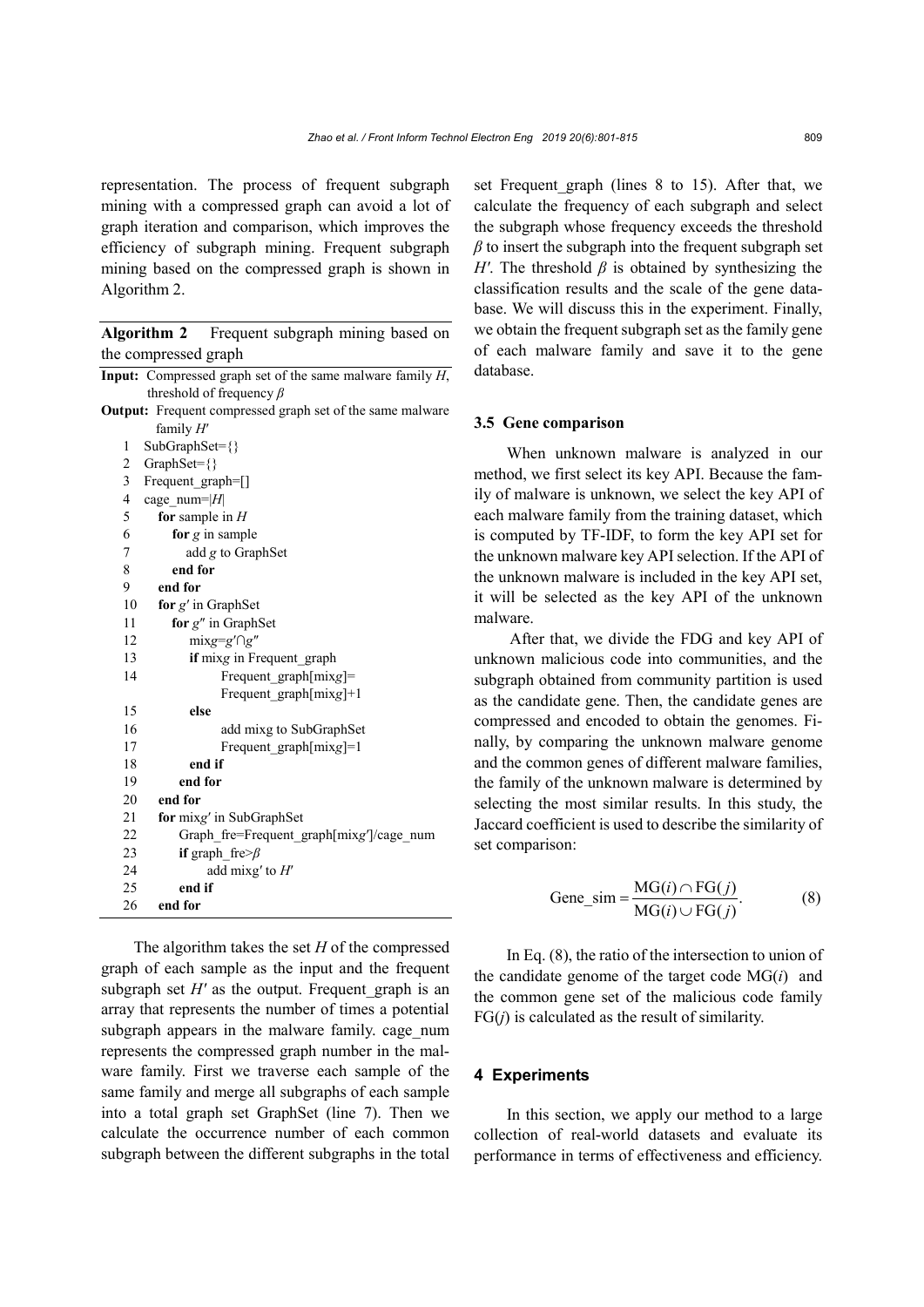representation. The process of frequent subgraph mining with a compressed graph can avoid a lot of graph iteration and comparison, which improves the efficiency of subgraph mining. Frequent subgraph mining based on the compressed graph is shown in Algorithm 2.

**Algorithm 2** Frequent subgraph mining based on the compressed graph

```
Input: Compressed graph set of the same malware family H,
       threshold of frequency β
Output: Frequent compressed graph set of the same malware
        family H′
1  SubGraphSet={}
2  GraphSet={}
3  Frequent_graph=[]
4  cage_num=|H|
5    for sample in H
6      for g in sample
7        add g to GraphSet
8      end for
9    end for
10   for g′ in GraphSet
11     for g″ in GraphSet
12       mixg=g′∩g″
13       if mixg in Frequent_graph
14             Frequent_graph[mixg]=
               Frequent_graph[mixg]+1
15       else
16             add mixg to SubGraphSet
17             Frequent_graph[mixg]=1
18       end if
19     end for
20   end for
21   for mixg′ in SubGraphSet
22     Graph_fre=Frequent_graph[mixg′]/cage_num
23     if graph_fre>β
24          add mixg′ to H′
25     end if
26   end for
```

The algorithm takes the set $H$ of the compressed graph of each sample as the input and the frequent subgraph set $H'$ as the output. Frequent_graph is an array that represents the number of times a potential subgraph appears in the malware family. cage_num represents the compressed graph number in the malware family. First we traverse each sample of the same family and merge all subgraphs of each sample into a total graph set GraphSet (line 7). Then we calculate the occurrence number of each common subgraph between the different subgraphs in the total set Frequent_graph (lines 8 to 15). After that, we calculate the frequency of each subgraph and select the subgraph whose frequency exceeds the threshold $\beta$ to insert the subgraph into the frequent subgraph set $H'$. The threshold $\beta$ is obtained by synthesizing the classification results and the scale of the gene database. We will discuss this in the experiment. Finally, we obtain the frequent subgraph set as the family gene of each malware family and save it to the gene database.

### 3.5 Gene comparison

When unknown malware is analyzed in our method, we first select its key API. Because the family of malware is unknown, we select the key API of each malware family from the training dataset, which is computed by TF-IDF, to form the key API set for the unknown malware key API selection. If the API of the unknown malware is included in the key API set, it will be selected as the key API of the unknown malware.

After that, we divide the FDG and key API of unknown malicious code into communities, and the subgraph obtained from community partition is used as the candidate gene. Then, the candidate genes are compressed and encoded to obtain the genomes. Finally, by comparing the unknown malware genome and the common genes of different malware families, the family of the unknown malware is determined by selecting the most similar results. In this study, the Jaccard coefficient is used to describe the similarity of set comparison:

$$\text{Gene\_sim} = \frac{\text{MG}(i) \cap \text{FG}(j)}{\text{MG}(i) \cup \text{FG}(j)}. \tag{8}$$

In Eq. (8), the ratio of the intersection to union of the candidate genome of the target code $\text{MG}(i)$ and the common gene set of the malicious code family $\text{FG}(j)$ is calculated as the result of similarity.

## 4 Experiments

In this section, we apply our method to a large collection of real-world datasets and evaluate its performance in terms of effectiveness and efficiency.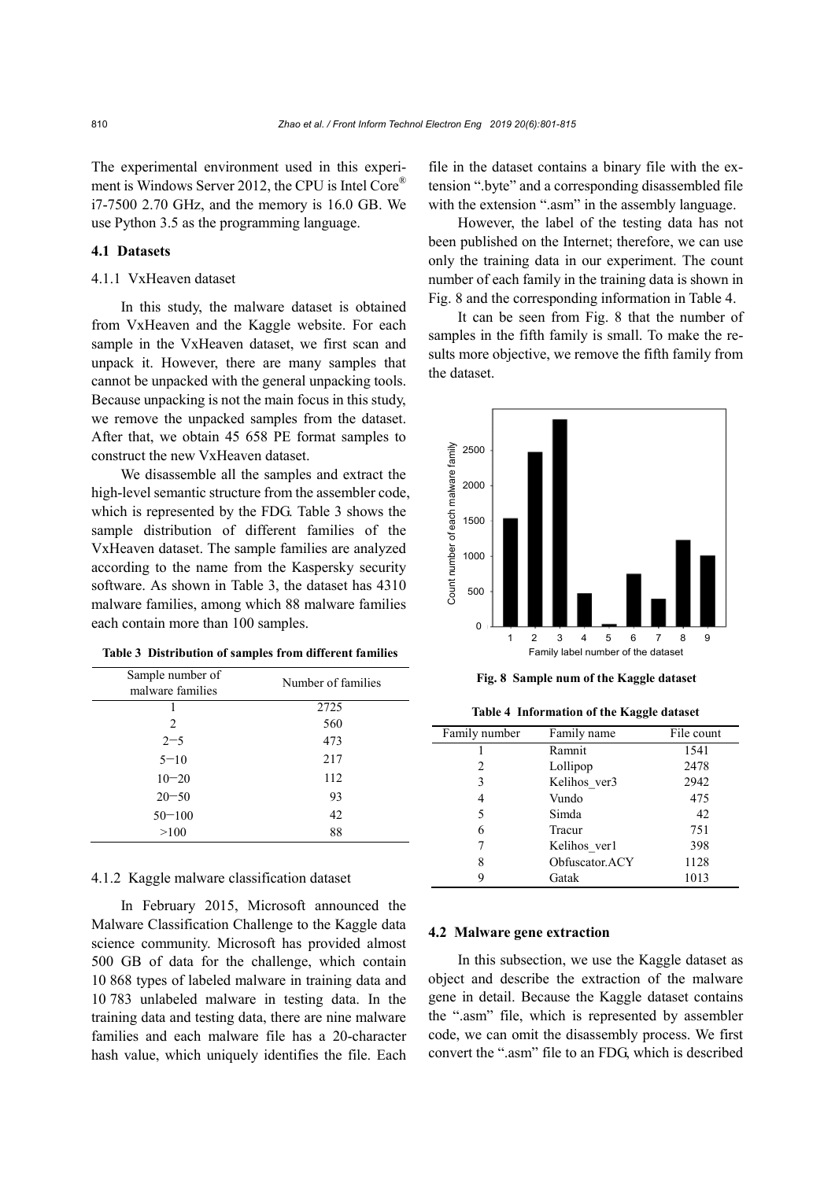The experimental environment used in this experiment is Windows Server 2012, the CPU is Intel Core® i7-7500 2.70 GHz, and the memory is 16.0 GB. We use Python 3.5 as the programming language.

### 4.1 Datasets

#### 4.1.1 VxHeaven dataset

In this study, the malware dataset is obtained from VxHeaven and the Kaggle website. For each sample in the VxHeaven dataset, we first scan and unpack it. However, there are many samples that cannot be unpacked with the general unpacking tools. Because unpacking is not the main focus in this study, we remove the unpacked samples from the dataset. After that, we obtain 45 658 PE format samples to construct the new VxHeaven dataset.

We disassemble all the samples and extract the high-level semantic structure from the assembler code, which is represented by the FDG. Table 3 shows the sample distribution of different families of the VxHeaven dataset. The sample families are analyzed according to the name from the Kaspersky security software. As shown in Table 3, the dataset has 4310 malware families, among which 88 malware families each contain more than 100 samples.

**Table 3 Distribution of samples from different families**

| Sample number of malware families | Number of families |
|---|---|
| 1 | 2725 |
| 2 | 560 |
| 2−5 | 473 |
| 5−10 | 217 |
| 10−20 | 112 |
| 20−50 | 93 |
| 50−100 | 42 |
| >100 | 88 |

#### 4.1.2 Kaggle malware classification dataset

In February 2015, Microsoft announced the Malware Classification Challenge to the Kaggle data science community. Microsoft has provided almost 500 GB of data for the challenge, which contain 10 868 types of labeled malware in training data and 10 783 unlabeled malware in testing data. In the training data and testing data, there are nine malware families and each malware file has a 20-character hash value, which uniquely identifies the file. Each file in the dataset contains a binary file with the extension ".byte" and a corresponding disassembled file with the extension ".asm" in the assembly language.

However, the label of the testing data has not been published on the Internet; therefore, we can use only the training data in our experiment. The count number of each family in the training data is shown in Fig. 8 and the corresponding information in Table 4.

It can be seen from Fig. 8 that the number of samples in the fifth family is small. To make the results more objective, we remove the fifth family from the dataset.

**Fig. 8 Sample num of the Kaggle dataset**

**Table 4 Information of the Kaggle dataset**

| Family number | Family name | File count |
|---|---|---|
| 1 | Ramnit | 1541 |
| 2 | Lollipop | 2478 |
| 3 | Kelihos_ver3 | 2942 |
| 4 | Vundo | 475 |
| 5 | Simda | 42 |
| 6 | Tracur | 751 |
| 7 | Kelihos_ver1 | 398 |
| 8 | Obfuscator.ACY | 1128 |
| 9 | Gatak | 1013 |

### 4.2 Malware gene extraction

In this subsection, we use the Kaggle dataset as object and describe the extraction of the malware gene in detail. Because the Kaggle dataset contains the ".asm" file, which is represented by assembler code, we can omit the disassembly process. We first convert the ".asm" file to an FDG, which is described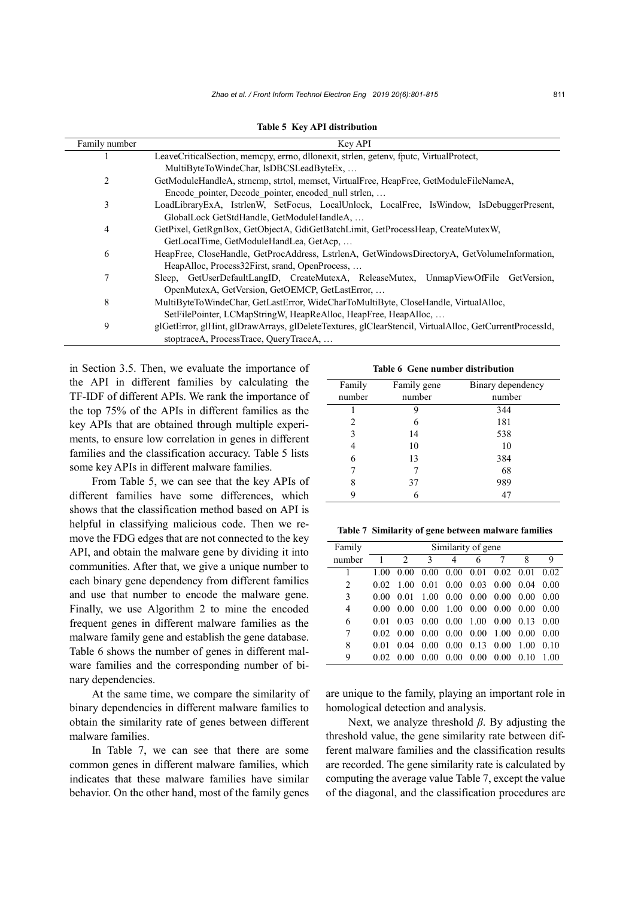**Table 5 Key API distribution**

| Family number | Key API |
|---|---|
| 1 | LeaveCriticalSection, memcpy, errno, dllonexit, strlen, getenv, fputc, VirtualProtect, MultiByteToWindeChar, IsDBCSLeadByteEx, … |
| 2 | GetModuleHandleA, strncmp, strtol, memset, VirtualFree, HeapFree, GetModuleFileNameA, Encode_pointer, Decode_pointer, encoded_null strlen, … |
| 3 | LoadLibraryExA, IstrlenW, SetFocus, LocalUnlock, LocalFree, IsWindow, IsDebuggerPresent, GlobalLock GetStdHandle, GetModuleHandleA, … |
| 4 | GetPixel, GetRgnBox, GetObjectA, GdiGetBatchLimit, GetProcessHeap, CreateMutexW, GetLocalTime, GetModuleHandLea, GetAcp, … |
| 6 | HeapFree, CloseHandle, GetProcAddress, LstrlenA, GetWindowsDirectoryA, GetVolumeInformation, HeapAlloc, Process32First, srand, OpenProcess, … |
| 7 | Sleep, GetUserDefaultLangID, CreateMutexA, ReleaseMutex, UnmapViewOfFile GetVersion, OpenMutexA, GetVersion, GetOEMCP, GetLastError, … |
| 8 | MultiByteToWindeChar, GetLastError, WideCharToMultiByte, CloseHandle, VirtualAlloc, SetFilePointer, LCMapStringW, HeapReAlloc, HeapFree, HeapAlloc, … |
| 9 | glGetError, glHint, glDrawArrays, glDeleteTextures, glClearStencil, VirtualAlloc, GetCurrentProcessId, stoptraceA, ProcessTrace, QueryTraceA, … |

in Section 3.5. Then, we evaluate the importance of the API in different families by calculating the TF-IDF of different APIs. We rank the importance of the top 75% of the APIs in different families as the key APIs that are obtained through multiple experiments, to ensure low correlation in genes in different families and the classification accuracy. Table 5 lists some key APIs in different malware families.

From Table 5, we can see that the key APIs of different families have some differences, which shows that the classification method based on API is helpful in classifying malicious code. Then we remove the FDG edges that are not connected to the key API, and obtain the malware gene by dividing it into communities. After that, we give a unique number to each binary gene dependency from different families and use that number to encode the malware gene. Finally, we use Algorithm 2 to mine the encoded frequent genes in different malware families as the malware family gene and establish the gene database. Table 6 shows the number of genes in different malware families and the corresponding number of binary dependencies.

At the same time, we compare the similarity of binary dependencies in different malware families to obtain the similarity rate of genes between different malware families.

In Table 7, we can see that there are some common genes in different malware families, which indicates that these malware families have similar behavior. On the other hand, most of the family genes are unique to the family, playing an important role in homological detection and analysis.

**Table 6 Gene number distribution**

| Family number | Family gene number | Binary dependency number |
|---|---|---|
| 1 | 9 | 344 |
| 2 | 6 | 181 |
| 3 | 14 | 538 |
| 4 | 10 | 10 |
| 6 | 13 | 384 |
| 7 | 7 | 68 |
| 8 | 37 | 989 |
| 9 | 6 | 47 |

**Table 7 Similarity of gene between malware families**

| Family number | Similarity of gene | | | | | | | |
|---|---|---|---|---|---|---|---|---|
| | 1 | 2 | 3 | 4 | 6 | 7 | 8 | 9 |
| 1 | 1.00 | 0.00 | 0.00 | 0.00 | 0.01 | 0.02 | 0.01 | 0.02 |
| 2 | 0.02 | 1.00 | 0.01 | 0.00 | 0.03 | 0.00 | 0.04 | 0.00 |
| 3 | 0.00 | 0.01 | 1.00 | 0.00 | 0.00 | 0.00 | 0.00 | 0.00 |
| 4 | 0.00 | 0.00 | 0.00 | 1.00 | 0.00 | 0.00 | 0.00 | 0.00 |
| 6 | 0.01 | 0.03 | 0.00 | 0.00 | 1.00 | 0.00 | 0.13 | 0.00 |
| 7 | 0.02 | 0.00 | 0.00 | 0.00 | 0.00 | 1.00 | 0.00 | 0.00 |
| 8 | 0.01 | 0.04 | 0.00 | 0.00 | 0.13 | 0.00 | 1.00 | 0.10 |
| 9 | 0.02 | 0.00 | 0.00 | 0.00 | 0.00 | 0.00 | 0.10 | 1.00 |

Next, we analyze threshold $\beta$. By adjusting the threshold value, the gene similarity rate between different malware families and the classification results are recorded. The gene similarity rate is calculated by computing the average value Table 7, except the value of the diagonal, and the classification procedures are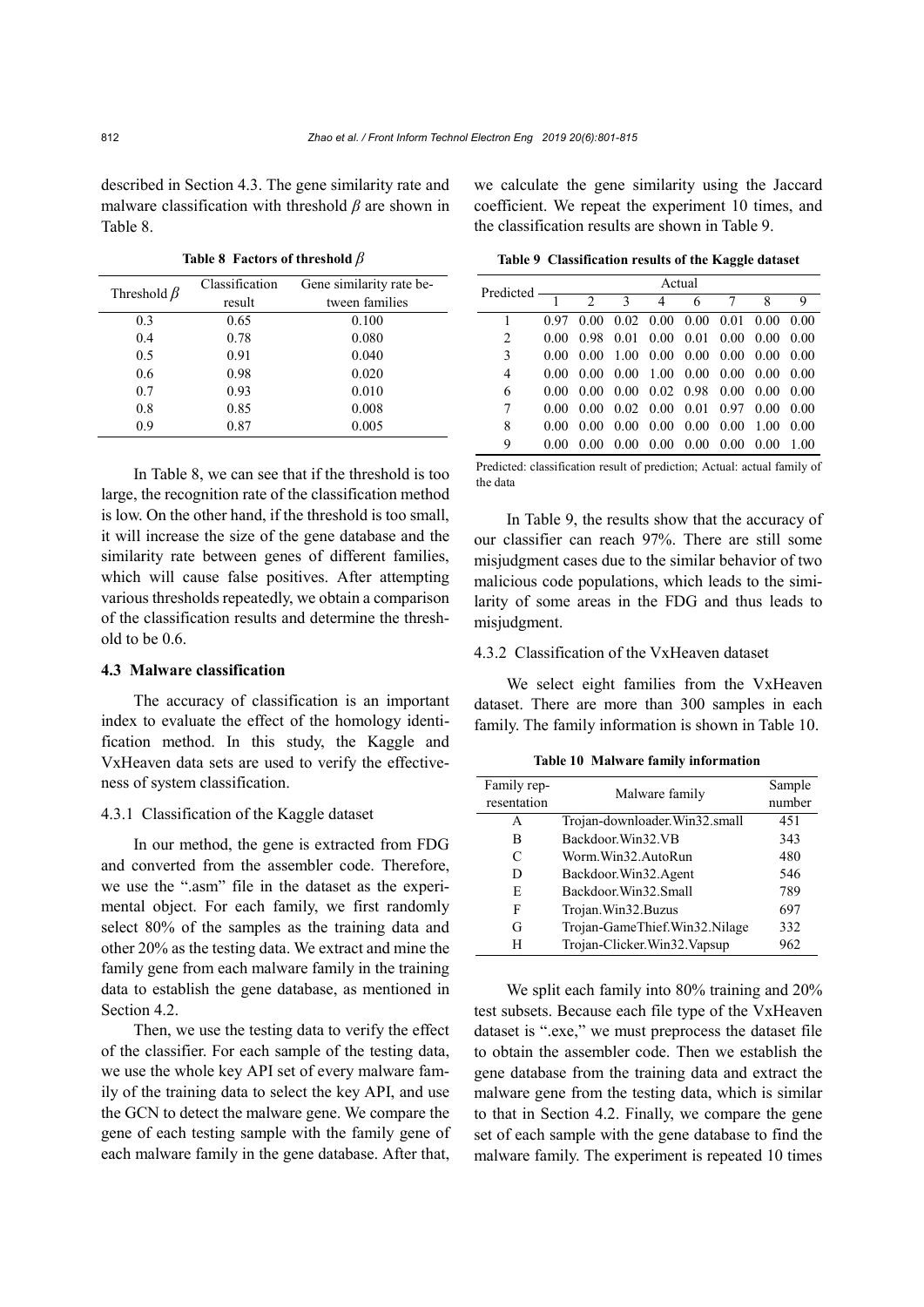described in Section 4.3. The gene similarity rate and malware classification with threshold $\beta$ are shown in Table 8.

**Table 8 Factors of threshold $\beta$**

| Threshold $\beta$ | Classification result | Gene similarity rate between families |
|---|---|---|
| 0.3 | 0.65 | 0.100 |
| 0.4 | 0.78 | 0.080 |
| 0.5 | 0.91 | 0.040 |
| 0.6 | 0.98 | 0.020 |
| 0.7 | 0.93 | 0.010 |
| 0.8 | 0.85 | 0.008 |
| 0.9 | 0.87 | 0.005 |

In Table 8, we can see that if the threshold is too large, the recognition rate of the classification method is low. On the other hand, if the threshold is too small, it will increase the size of the gene database and the similarity rate between genes of different families, which will cause false positives. After attempting various thresholds repeatedly, we obtain a comparison of the classification results and determine the threshold to be 0.6.

### 4.3 Malware classification

The accuracy of classification is an important index to evaluate the effect of the homology identification method. In this study, the Kaggle and VxHeaven data sets are used to verify the effectiveness of system classification.

#### 4.3.1 Classification of the Kaggle dataset

In our method, the gene is extracted from FDG and converted from the assembler code. Therefore, we use the ".asm" file in the dataset as the experimental object. For each family, we first randomly select 80% of the samples as the training data and other 20% as the testing data. We extract and mine the family gene from each malware family in the training data to establish the gene database, as mentioned in Section 4.2.

Then, we use the testing data to verify the effect of the classifier. For each sample of the testing data, we use the whole key API set of every malware family of the training data to select the key API, and use the GCN to detect the malware gene. We compare the gene of each testing sample with the family gene of each malware family in the gene database. After that, we calculate the gene similarity using the Jaccard coefficient. We repeat the experiment 10 times, and the classification results are shown in Table 9.

**Table 9 Classification results of the Kaggle dataset**

| Predicted | Actual | | | | | | | |
|---|---|---|---|---|---|---|---|---|
| | 1 | 2 | 3 | 4 | 6 | 7 | 8 | 9 |
| 1 | 0.97 | 0.00 | 0.02 | 0.00 | 0.00 | 0.01 | 0.00 | 0.00 |
| 2 | 0.00 | 0.98 | 0.01 | 0.00 | 0.01 | 0.00 | 0.00 | 0.00 |
| 3 | 0.00 | 0.00 | 1.00 | 0.00 | 0.00 | 0.00 | 0.00 | 0.00 |
| 4 | 0.00 | 0.00 | 0.00 | 1.00 | 0.00 | 0.00 | 0.00 | 0.00 |
| 6 | 0.00 | 0.00 | 0.00 | 0.02 | 0.98 | 0.00 | 0.00 | 0.00 |
| 7 | 0.00 | 0.00 | 0.02 | 0.00 | 0.01 | 0.97 | 0.00 | 0.00 |
| 8 | 0.00 | 0.00 | 0.00 | 0.00 | 0.00 | 0.00 | 1.00 | 0.00 |
| 9 | 0.00 | 0.00 | 0.00 | 0.00 | 0.00 | 0.00 | 0.00 | 1.00 |

Predicted: classification result of prediction; Actual: actual family of the data

In Table 9, the results show that the accuracy of our classifier can reach 97%. There are still some misjudgment cases due to the similar behavior of two malicious code populations, which leads to the similarity of some areas in the FDG and thus leads to misjudgment.

#### 4.3.2 Classification of the VxHeaven dataset

We select eight families from the VxHeaven dataset. There are more than 300 samples in each family. The family information is shown in Table 10.

**Table 10 Malware family information**

| Family representation | Malware family | Sample number |
|---|---|---|
| A | Trojan-downloader.Win32.small | 451 |
| B | Backdoor.Win32.VB | 343 |
| C | Worm.Win32.AutoRun | 480 |
| D | Backdoor.Win32.Agent | 546 |
| E | Backdoor.Win32.Small | 789 |
| F | Trojan.Win32.Buzus | 697 |
| G | Trojan-GameThief.Win32.Nilage | 332 |
| H | Trojan-Clicker.Win32.Vapsup | 962 |

We split each family into 80% training and 20% test subsets. Because each file type of the VxHeaven dataset is ".exe," we must preprocess the dataset file to obtain the assembler code. Then we establish the gene database from the training data and extract the malware gene from the testing data, which is similar to that in Section 4.2. Finally, we compare the gene set of each sample with the gene database to find the malware family. The experiment is repeated 10 times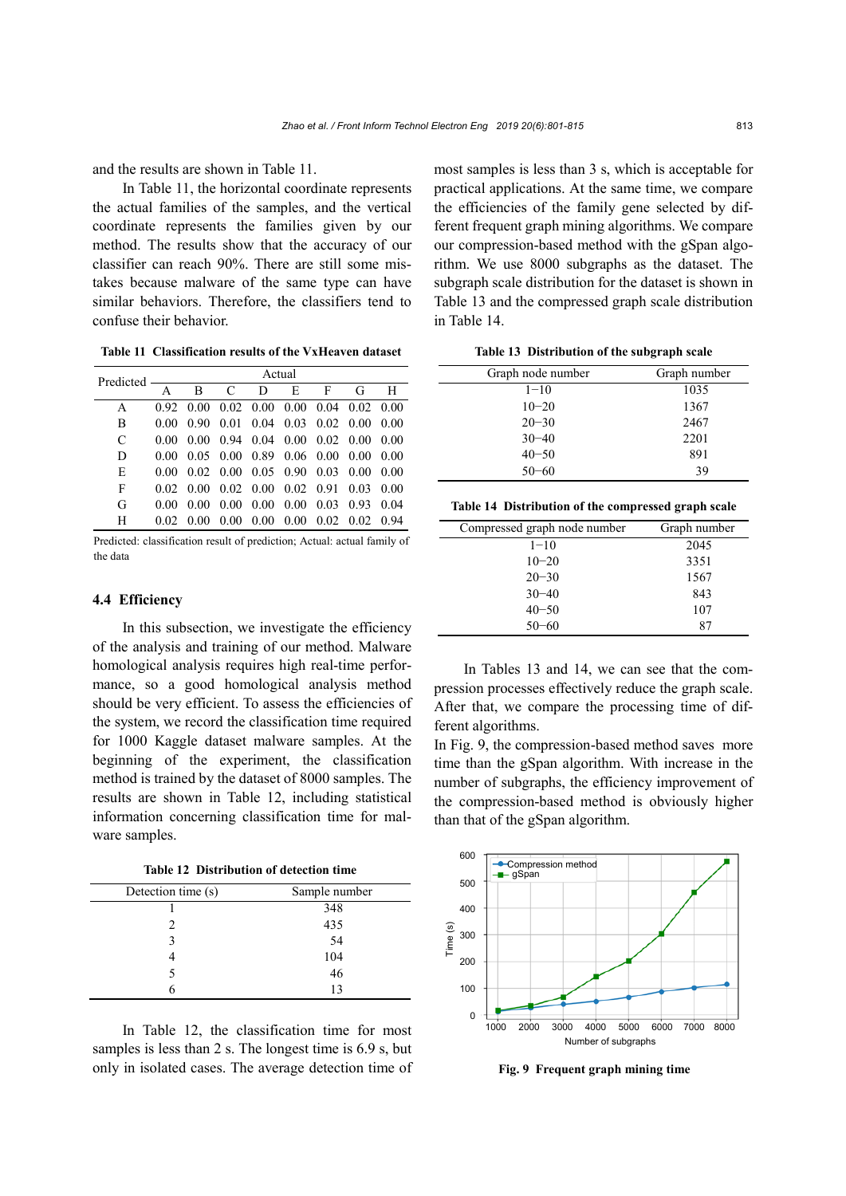and the results are shown in Table 11.

In Table 11, the horizontal coordinate represents the actual families of the samples, and the vertical coordinate represents the families given by our method. The results show that the accuracy of our classifier can reach 90%. There are still some mistakes because malware of the same type can have similar behaviors. Therefore, the classifiers tend to confuse their behavior.

**Table 11 Classification results of the VxHeaven dataset**

| Predicted | Actual | | | | | | | |
|---|---|---|---|---|---|---|---|---|
| | A | B | C | D | E | F | G | H |
| A | 0.92 | 0.00 | 0.02 | 0.00 | 0.00 | 0.04 | 0.02 | 0.00 |
| B | 0.00 | 0.90 | 0.01 | 0.04 | 0.03 | 0.02 | 0.00 | 0.00 |
| C | 0.00 | 0.00 | 0.94 | 0.04 | 0.00 | 0.02 | 0.00 | 0.00 |
| D | 0.00 | 0.05 | 0.00 | 0.89 | 0.06 | 0.00 | 0.00 | 0.00 |
| E | 0.00 | 0.02 | 0.00 | 0.05 | 0.90 | 0.03 | 0.00 | 0.00 |
| F | 0.02 | 0.00 | 0.02 | 0.00 | 0.02 | 0.91 | 0.03 | 0.00 |
| G | 0.00 | 0.00 | 0.00 | 0.00 | 0.00 | 0.03 | 0.93 | 0.04 |
| H | 0.02 | 0.00 | 0.00 | 0.00 | 0.00 | 0.02 | 0.02 | 0.94 |

Predicted: classification result of prediction; Actual: actual family of the data

### 4.4 Efficiency

In this subsection, we investigate the efficiency of the analysis and training of our method. Malware homological analysis requires high real-time performance, so a good homological analysis method should be very efficient. To assess the efficiencies of the system, we record the classification time required for 1000 Kaggle dataset malware samples. At the beginning of the experiment, the classification method is trained by the dataset of 8000 samples. The results are shown in Table 12, including statistical information concerning classification time for malware samples.

**Table 12 Distribution of detection time**

| Detection time (s) | Sample number |
|---|---|
| 1 | 348 |
| 2 | 435 |
| 3 | 54 |
| 4 | 104 |
| 5 | 46 |
| 6 | 13 |

In Table 12, the classification time for most samples is less than 2 s. The longest time is 6.9 s, but only in isolated cases. The average detection time of most samples is less than 3 s, which is acceptable for practical applications. At the same time, we compare the efficiencies of the family gene selected by different frequent graph mining algorithms. We compare our compression-based method with the gSpan algorithm. We use 8000 subgraphs as the dataset. The subgraph scale distribution for the dataset is shown in Table 13 and the compressed graph scale distribution in Table 14.

**Table 13 Distribution of the subgraph scale**

| Graph node number | Graph number |
|---|---|
| 1−10 | 1035 |
| 10−20 | 1367 |
| 20−30 | 2467 |
| 30−40 | 2201 |
| 40−50 | 891 |
| 50−60 | 39 |

**Table 14 Distribution of the compressed graph scale**

| Compressed graph node number | Graph number |
|---|---|
| 1−10 | 2045 |
| 10−20 | 3351 |
| 20−30 | 1567 |
| 30−40 | 843 |
| 40−50 | 107 |
| 50−60 | 87 |

In Tables 13 and 14, we can see that the compression processes effectively reduce the graph scale. After that, we compare the processing time of different algorithms.

In Fig. 9, the compression-based method saves more time than the gSpan algorithm. With increase in the number of subgraphs, the efficiency improvement of the compression-based method is obviously higher than that of the gSpan algorithm.

**Fig. 9 Frequent graph mining time**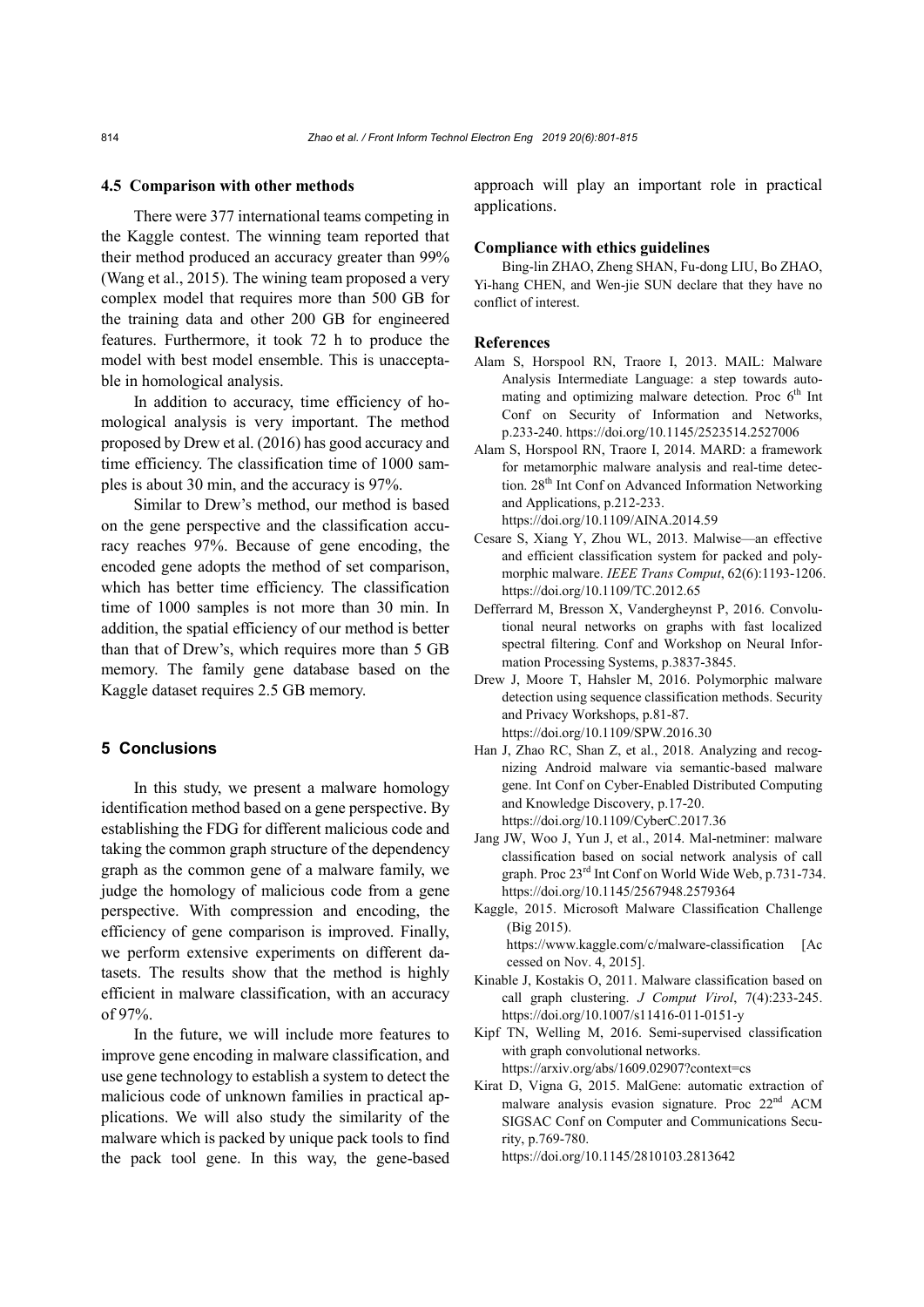### 4.5 Comparison with other methods

There were 377 international teams competing in the Kaggle contest. The winning team reported that their method produced an accuracy greater than 99% (Wang et al., 2015). The wining team proposed a very complex model that requires more than 500 GB for the training data and other 200 GB for engineered features. Furthermore, it took 72 h to produce the model with best model ensemble. This is unacceptable in homological analysis.

In addition to accuracy, time efficiency of homological analysis is very important. The method proposed by Drew et al. (2016) has good accuracy and time efficiency. The classification time of 1000 samples is about 30 min, and the accuracy is 97%.

Similar to Drew's method, our method is based on the gene perspective and the classification accuracy reaches 97%. Because of gene encoding, the encoded gene adopts the method of set comparison, which has better time efficiency. The classification time of 1000 samples is not more than 30 min. In addition, the spatial efficiency of our method is better than that of Drew's, which requires more than 5 GB memory. The family gene database based on the Kaggle dataset requires 2.5 GB memory.

## 5 Conclusions

In this study, we present a malware homology identification method based on a gene perspective. By establishing the FDG for different malicious code and taking the common graph structure of the dependency graph as the common gene of a malware family, we judge the homology of malicious code from a gene perspective. With compression and encoding, the efficiency of gene comparison is improved. Finally, we perform extensive experiments on different datasets. The results show that the method is highly efficient in malware classification, with an accuracy of 97%.

In the future, we will include more features to improve gene encoding in malware classification, and use gene technology to establish a system to detect the malicious code of unknown families in practical applications. We will also study the similarity of the malware which is packed by unique pack tools to find the pack tool gene. In this way, the gene-based approach will play an important role in practical applications.

#### Compliance with ethics guidelines

Bing-lin ZHAO, Zheng SHAN, Fu-dong LIU, Bo ZHAO, Yi-hang CHEN, and Wen-jie SUN declare that they have no conflict of interest.

#### References

Alam S, Horspool RN, Traore I, 2013. MAIL: Malware Analysis Intermediate Language: a step towards automating and optimizing malware detection. Proc 6th Int Conf on Security of Information and Networks, p.233-240. https://doi.org/10.1145/2523514.2527006

Alam S, Horspool RN, Traore I, 2014. MARD: a framework for metamorphic malware analysis and real-time detection. 28th Int Conf on Advanced Information Networking and Applications, p.212-233. https://doi.org/10.1109/AINA.2014.59

Cesare S, Xiang Y, Zhou WL, 2013. Malwise—an effective and efficient classification system for packed and polymorphic malware. *IEEE Trans Comput*, 62(6):1193-1206. https://doi.org/10.1109/TC.2012.65

Defferrard M, Bresson X, Vandergheynst P, 2016. Convolutional neural networks on graphs with fast localized spectral filtering. Conf and Workshop on Neural Information Processing Systems, p.3837-3845.

Drew J, Moore T, Hahsler M, 2016. Polymorphic malware detection using sequence classification methods. Security and Privacy Workshops, p.81-87. https://doi.org/10.1109/SPW.2016.30

Han J, Zhao RC, Shan Z, et al., 2018. Analyzing and recognizing Android malware via semantic-based malware gene. Int Conf on Cyber-Enabled Distributed Computing and Knowledge Discovery, p.17-20. https://doi.org/10.1109/CyberC.2017.36

Jang JW, Woo J, Yun J, et al., 2014. Mal-netminer: malware classification based on social network analysis of call graph. Proc 23rd Int Conf on World Wide Web, p.731-734. https://doi.org/10.1145/2567948.2579364

Kaggle, 2015. Microsoft Malware Classification Challenge (Big 2015). https://www.kaggle.com/c/malware-classification [Accessed on Nov. 4, 2015].

Kinable J, Kostakis O, 2011. Malware classification based on call graph clustering. *J Comput Virol*, 7(4):233-245. https://doi.org/10.1007/s11416-011-0151-y

Kipf TN, Welling M, 2016. Semi-supervised classification with graph convolutional networks. https://arxiv.org/abs/1609.02907?context=cs

Kirat D, Vigna G, 2015. MalGene: automatic extraction of malware analysis evasion signature. Proc 22nd ACM SIGSAC Conf on Computer and Communications Security, p.769-780. https://doi.org/10.1145/2810103.2813642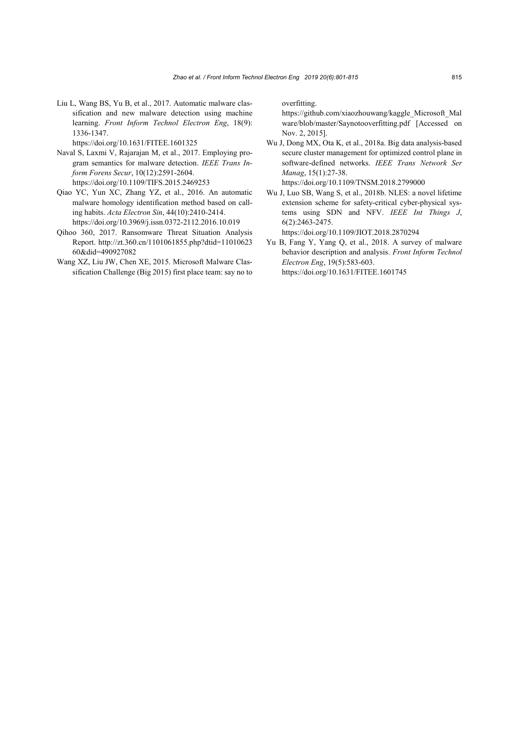Liu L, Wang BS, Yu B, et al., 2017. Automatic malware classification and new malware detection using machine learning. *Front Inform Technol Electron Eng*, 18(9): 1336-1347.
https://doi.org/10.1631/FITEE.1601325

Naval S, Laxmi V, Rajarajan M, et al., 2017. Employing program semantics for malware detection. *IEEE Trans Inform Forens Secur*, 10(12):2591-2604.
https://doi.org/10.1109/TIFS.2015.2469253

Qiao YC, Yun XC, Zhang YZ, et al., 2016. An automatic malware homology identification method based on calling habits. *Acta Electron Sin*, 44(10):2410-2414.
https://doi.org/10.3969/j.issn.0372-2112.2016.10.019

Qihoo 360, 2017. Ransomware Threat Situation Analysis Report. http://zt.360.cn/1101061855.php?dtid=1101062360&did=490927082

Wang XZ, Liu JW, Chen XE, 2015. Microsoft Malware Classification Challenge (Big 2015) first place team: say no to overfitting.
https://github.com/xiaozhouwang/kaggle_Microsoft_Malware/blob/master/Saynotooverfitting.pdf [Accessed on Nov. 2, 2015].

Wu J, Dong MX, Ota K, et al., 2018a. Big data analysis-based secure cluster management for optimized control plane in software-defined networks. *IEEE Trans Network Ser Manag*, 15(1):27-38.
https://doi.org/10.1109/TNSM.2018.2799000

Wu J, Luo SB, Wang S, et al., 2018b. NLES: a novel lifetime extension scheme for safety-critical cyber-physical systems using SDN and NFV. *IEEE Int Things J*, 6(2):2463-2475.
https://doi.org/10.1109/JIOT.2018.2870294

Yu B, Fang Y, Yang Q, et al., 2018. A survey of malware behavior description and analysis. *Front Inform Technol Electron Eng*, 19(5):583-603.
https://doi.org/10.1631/FITEE.1601745